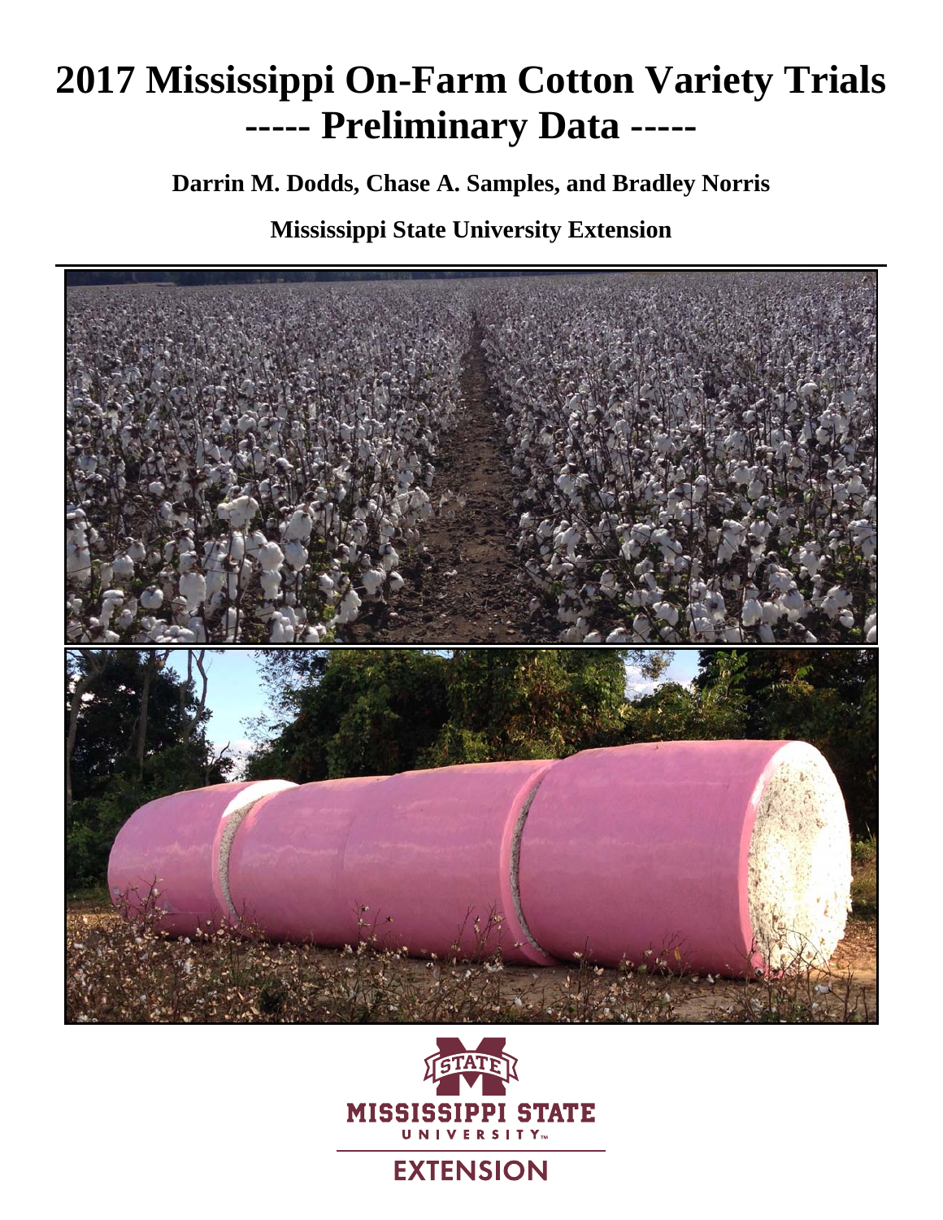# 2017 Mississippi On-Farm Cotton Variety Trials
# ----- Preliminary Data -----

**Darrin M. Dodds, Chase A. Samples, and Bradley Norris**

**Mississippi State University Extension**

MISSISSIPPI STATE UNIVERSITY

EXTENSION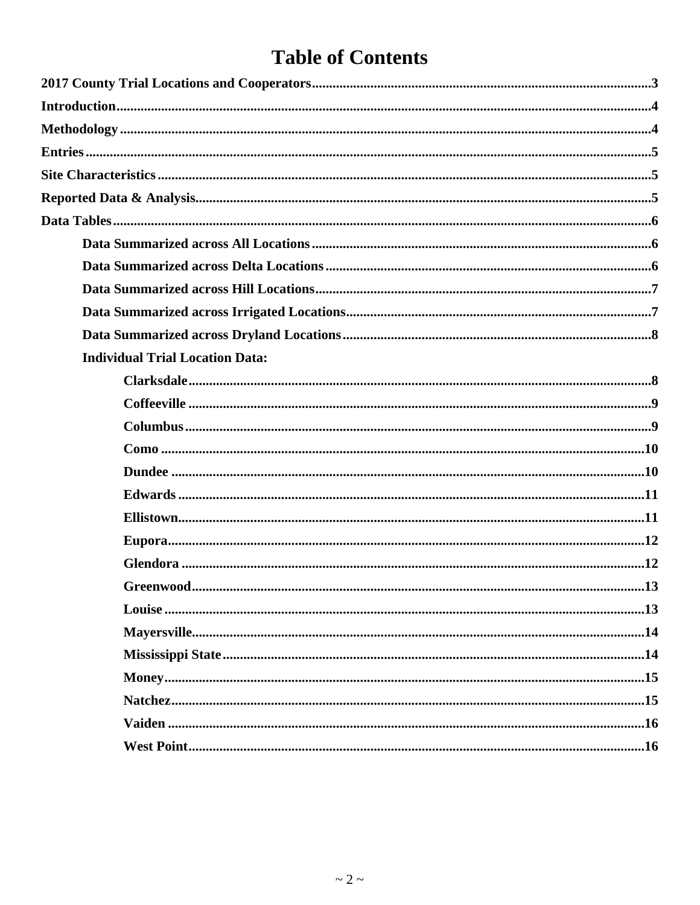# Table of Contents

**2017 County Trial Locations and Cooperators** .......... 3

**Introduction** .......... 4

**Methodology** .......... 4

**Entries** .......... 5

**Site Characteristics** .......... 5

**Reported Data & Analysis** .......... 5

**Data Tables** .......... 6

- **Data Summarized across All Locations** .......... 6
- **Data Summarized across Delta Locations** .......... 6
- **Data Summarized across Hill Locations** .......... 7
- **Data Summarized across Irrigated Locations** .......... 7
- **Data Summarized across Dryland Locations** .......... 8
- **Individual Trial Location Data:**
  - **Clarksdale** .......... 8
  - **Coffeeville** .......... 9
  - **Columbus** .......... 9
  - **Como** .......... 10
  - **Dundee** .......... 10
  - **Edwards** .......... 11
  - **Ellistown** .......... 11
  - **Eupora** .......... 12
  - **Glendora** .......... 12
  - **Greenwood** .......... 13
  - **Louise** .......... 13
  - **Mayersville** .......... 14
  - **Mississippi State** .......... 14
  - **Money** .......... 15
  - **Natchez** .......... 15
  - **Vaiden** .......... 16
  - **West Point** .......... 16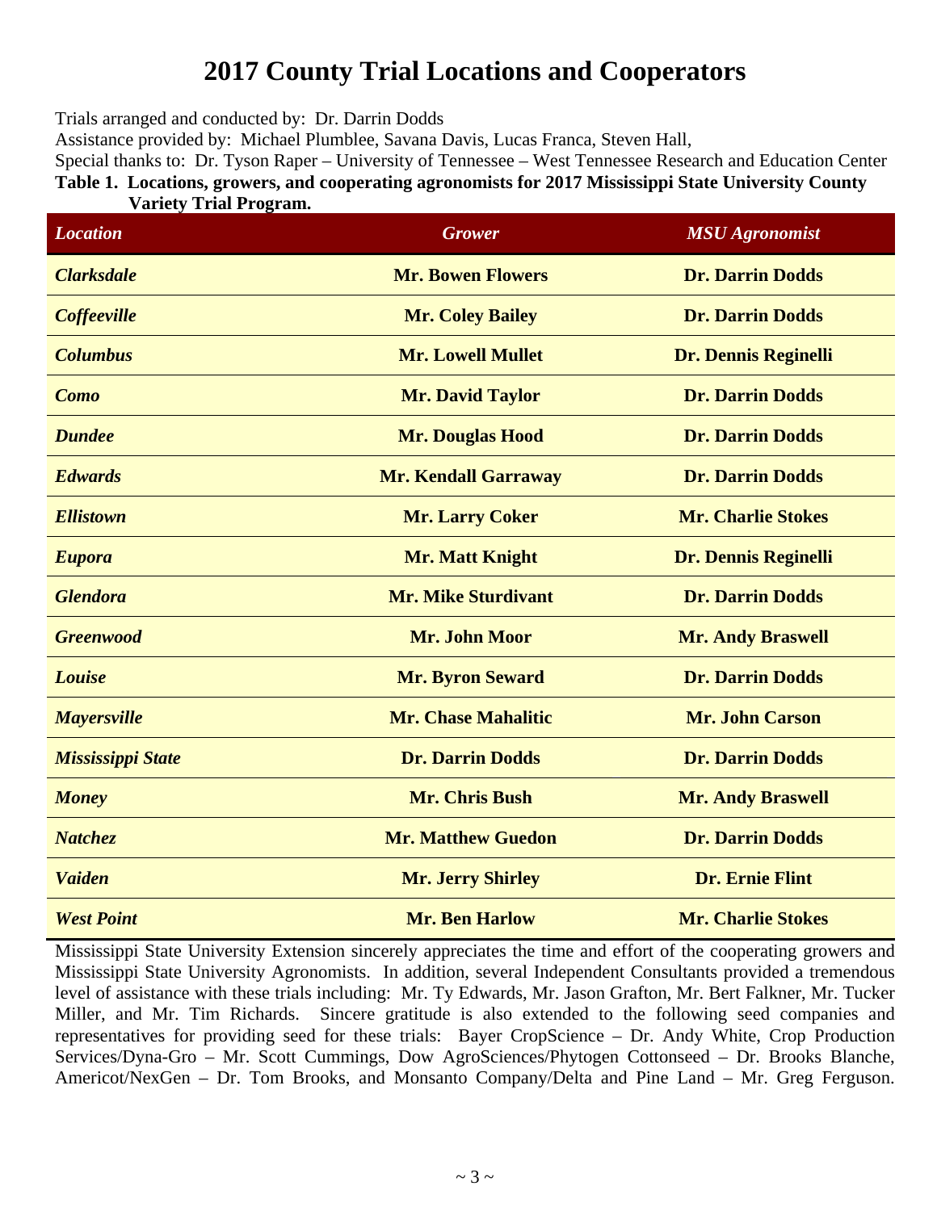# 2017 County Trial Locations and Cooperators

Trials arranged and conducted by: Dr. Darrin Dodds

Assistance provided by: Michael Plumblee, Savana Davis, Lucas Franca, Steven Hall,

Special thanks to: Dr. Tyson Raper – University of Tennessee – West Tennessee Research and Education Center

**Table 1. Locations, growers, and cooperating agronomists for 2017 Mississippi State University County Variety Trial Program.**

| *Location* | *Grower* | *MSU Agronomist* |
|---|---|---|
| ***Clarksdale*** | **Mr. Bowen Flowers** | **Dr. Darrin Dodds** |
| ***Coffeeville*** | **Mr. Coley Bailey** | **Dr. Darrin Dodds** |
| ***Columbus*** | **Mr. Lowell Mullet** | **Dr. Dennis Reginelli** |
| ***Como*** | **Mr. David Taylor** | **Dr. Darrin Dodds** |
| ***Dundee*** | **Mr. Douglas Hood** | **Dr. Darrin Dodds** |
| ***Edwards*** | **Mr. Kendall Garraway** | **Dr. Darrin Dodds** |
| ***Ellistown*** | **Mr. Larry Coker** | **Mr. Charlie Stokes** |
| ***Eupora*** | **Mr. Matt Knight** | **Dr. Dennis Reginelli** |
| ***Glendora*** | **Mr. Mike Sturdivant** | **Dr. Darrin Dodds** |
| ***Greenwood*** | **Mr. John Moor** | **Mr. Andy Braswell** |
| ***Louise*** | **Mr. Byron Seward** | **Dr. Darrin Dodds** |
| ***Mayersville*** | **Mr. Chase Mahalitic** | **Mr. John Carson** |
| ***Mississippi State*** | **Dr. Darrin Dodds** | **Dr. Darrin Dodds** |
| ***Money*** | **Mr. Chris Bush** | **Mr. Andy Braswell** |
| ***Natchez*** | **Mr. Matthew Guedon** | **Dr. Darrin Dodds** |
| ***Vaiden*** | **Mr. Jerry Shirley** | **Dr. Ernie Flint** |
| ***West Point*** | **Mr. Ben Harlow** | **Mr. Charlie Stokes** |

Mississippi State University Extension sincerely appreciates the time and effort of the cooperating growers and Mississippi State University Agronomists. In addition, several Independent Consultants provided a tremendous level of assistance with these trials including: Mr. Ty Edwards, Mr. Jason Grafton, Mr. Bert Falkner, Mr. Tucker Miller, and Mr. Tim Richards. Sincere gratitude is also extended to the following seed companies and representatives for providing seed for these trials: Bayer CropScience – Dr. Andy White, Crop Production Services/Dyna-Gro – Mr. Scott Cummings, Dow AgroSciences/Phytogen Cottonseed – Dr. Brooks Blanche, Americot/NexGen – Dr. Tom Brooks, and Monsanto Company/Delta and Pine Land – Mr. Greg Ferguson.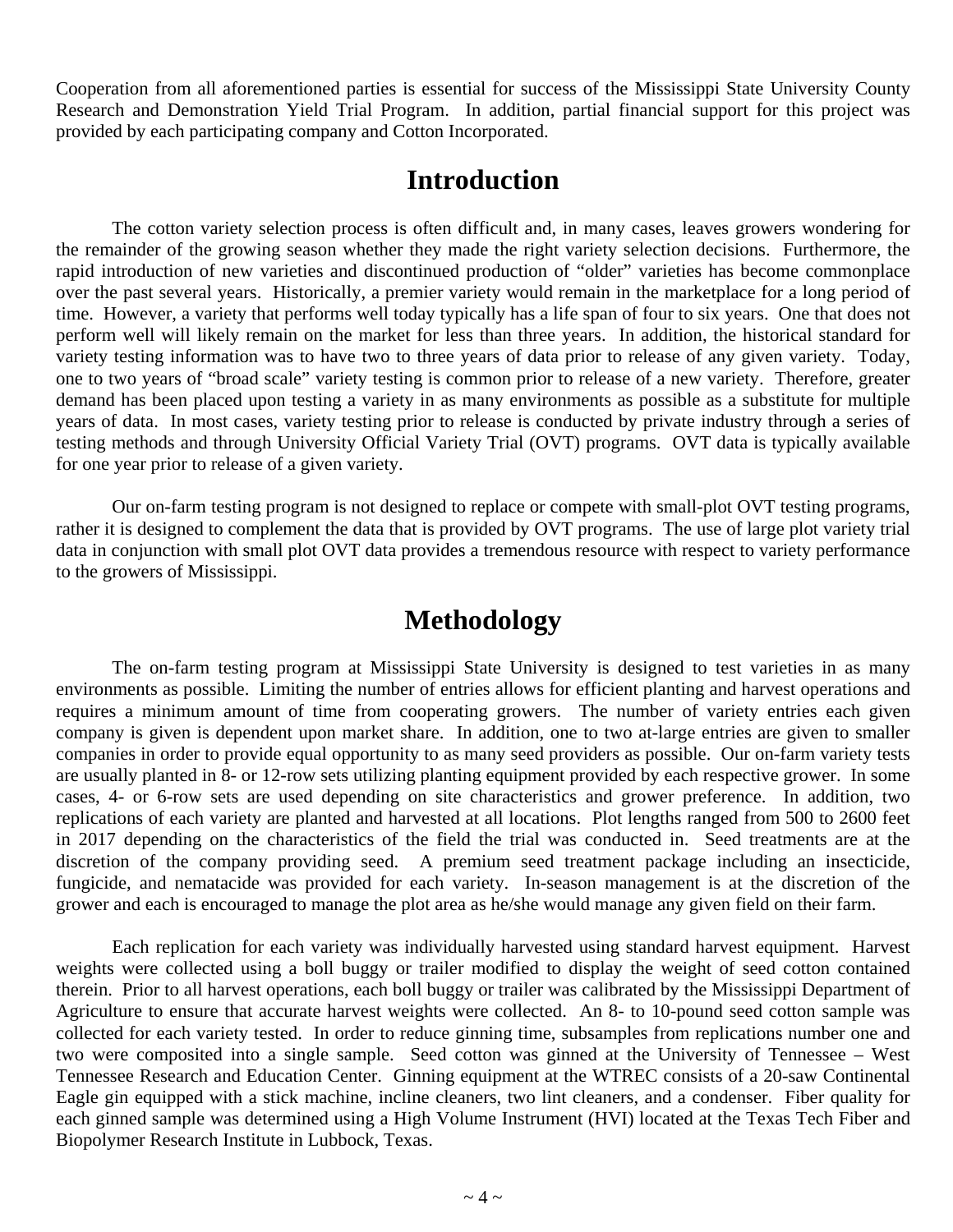Cooperation from all aforementioned parties is essential for success of the Mississippi State University County Research and Demonstration Yield Trial Program. In addition, partial financial support for this project was provided by each participating company and Cotton Incorporated.

# Introduction

The cotton variety selection process is often difficult and, in many cases, leaves growers wondering for the remainder of the growing season whether they made the right variety selection decisions. Furthermore, the rapid introduction of new varieties and discontinued production of "older" varieties has become commonplace over the past several years. Historically, a premier variety would remain in the marketplace for a long period of time. However, a variety that performs well today typically has a life span of four to six years. One that does not perform well will likely remain on the market for less than three years. In addition, the historical standard for variety testing information was to have two to three years of data prior to release of any given variety. Today, one to two years of "broad scale" variety testing is common prior to release of a new variety. Therefore, greater demand has been placed upon testing a variety in as many environments as possible as a substitute for multiple years of data. In most cases, variety testing prior to release is conducted by private industry through a series of testing methods and through University Official Variety Trial (OVT) programs. OVT data is typically available for one year prior to release of a given variety.

Our on-farm testing program is not designed to replace or compete with small-plot OVT testing programs, rather it is designed to complement the data that is provided by OVT programs. The use of large plot variety trial data in conjunction with small plot OVT data provides a tremendous resource with respect to variety performance to the growers of Mississippi.

# Methodology

The on-farm testing program at Mississippi State University is designed to test varieties in as many environments as possible. Limiting the number of entries allows for efficient planting and harvest operations and requires a minimum amount of time from cooperating growers. The number of variety entries each given company is given is dependent upon market share. In addition, one to two at-large entries are given to smaller companies in order to provide equal opportunity to as many seed providers as possible. Our on-farm variety tests are usually planted in 8- or 12-row sets utilizing planting equipment provided by each respective grower. In some cases, 4- or 6-row sets are used depending on site characteristics and grower preference. In addition, two replications of each variety are planted and harvested at all locations. Plot lengths ranged from 500 to 2600 feet in 2017 depending on the characteristics of the field the trial was conducted in. Seed treatments are at the discretion of the company providing seed. A premium seed treatment package including an insecticide, fungicide, and nematacide was provided for each variety. In-season management is at the discretion of the grower and each is encouraged to manage the plot area as he/she would manage any given field on their farm.

Each replication for each variety was individually harvested using standard harvest equipment. Harvest weights were collected using a boll buggy or trailer modified to display the weight of seed cotton contained therein. Prior to all harvest operations, each boll buggy or trailer was calibrated by the Mississippi Department of Agriculture to ensure that accurate harvest weights were collected. An 8- to 10-pound seed cotton sample was collected for each variety tested. In order to reduce ginning time, subsamples from replications number one and two were composited into a single sample. Seed cotton was ginned at the University of Tennessee – West Tennessee Research and Education Center. Ginning equipment at the WTREC consists of a 20-saw Continental Eagle gin equipped with a stick machine, incline cleaners, two lint cleaners, and a condenser. Fiber quality for each ginned sample was determined using a High Volume Instrument (HVI) located at the Texas Tech Fiber and Biopolymer Research Institute in Lubbock, Texas.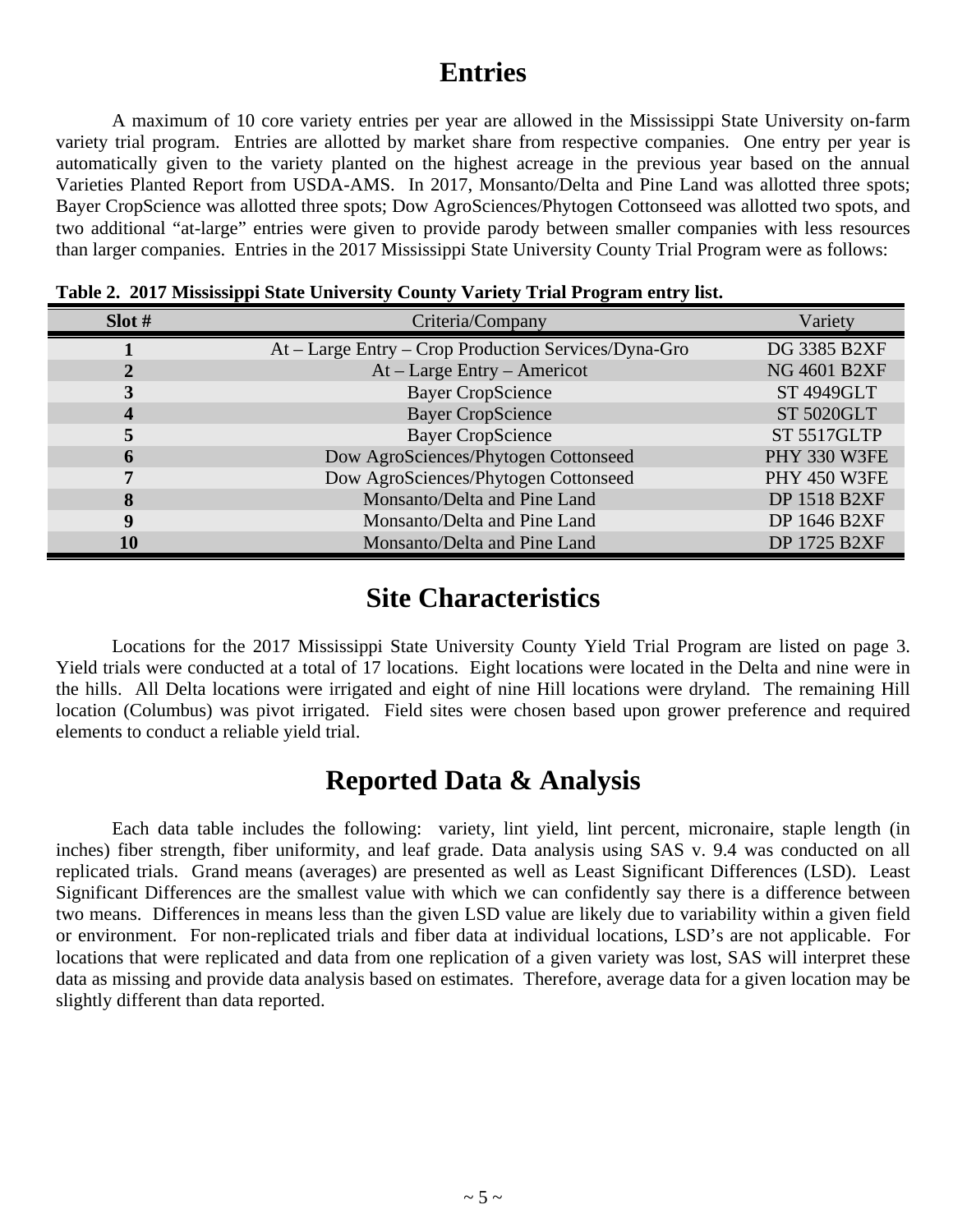# Entries

A maximum of 10 core variety entries per year are allowed in the Mississippi State University on-farm variety trial program. Entries are allotted by market share from respective companies. One entry per year is automatically given to the variety planted on the highest acreage in the previous year based on the annual Varieties Planted Report from USDA-AMS. In 2017, Monsanto/Delta and Pine Land was allotted three spots; Bayer CropScience was allotted three spots; Dow AgroSciences/Phytogen Cottonseed was allotted two spots, and two additional "at-large" entries were given to provide parody between smaller companies with less resources than larger companies. Entries in the 2017 Mississippi State University County Trial Program were as follows:

**Table 2. 2017 Mississippi State University County Variety Trial Program entry list.**

| Slot # | Criteria/Company | Variety |
|---|---|---|
| **1** | At – Large Entry – Crop Production Services/Dyna-Gro | DG 3385 B2XF |
| **2** | At – Large Entry – Americot | NG 4601 B2XF |
| **3** | Bayer CropScience | ST 4949GLT |
| **4** | Bayer CropScience | ST 5020GLT |
| **5** | Bayer CropScience | ST 5517GLTP |
| **6** | Dow AgroSciences/Phytogen Cottonseed | PHY 330 W3FE |
| **7** | Dow AgroSciences/Phytogen Cottonseed | PHY 450 W3FE |
| **8** | Monsanto/Delta and Pine Land | DP 1518 B2XF |
| **9** | Monsanto/Delta and Pine Land | DP 1646 B2XF |
| **10** | Monsanto/Delta and Pine Land | DP 1725 B2XF |

# Site Characteristics

Locations for the 2017 Mississippi State University County Yield Trial Program are listed on page 3. Yield trials were conducted at a total of 17 locations. Eight locations were located in the Delta and nine were in the hills. All Delta locations were irrigated and eight of nine Hill locations were dryland. The remaining Hill location (Columbus) was pivot irrigated. Field sites were chosen based upon grower preference and required elements to conduct a reliable yield trial.

# Reported Data & Analysis

Each data table includes the following: variety, lint yield, lint percent, micronaire, staple length (in inches) fiber strength, fiber uniformity, and leaf grade. Data analysis using SAS v. 9.4 was conducted on all replicated trials. Grand means (averages) are presented as well as Least Significant Differences (LSD). Least Significant Differences are the smallest value with which we can confidently say there is a difference between two means. Differences in means less than the given LSD value are likely due to variability within a given field or environment. For non-replicated trials and fiber data at individual locations, LSD's are not applicable. For locations that were replicated and data from one replication of a given variety was lost, SAS will interpret these data as missing and provide data analysis based on estimates. Therefore, average data for a given location may be slightly different than data reported.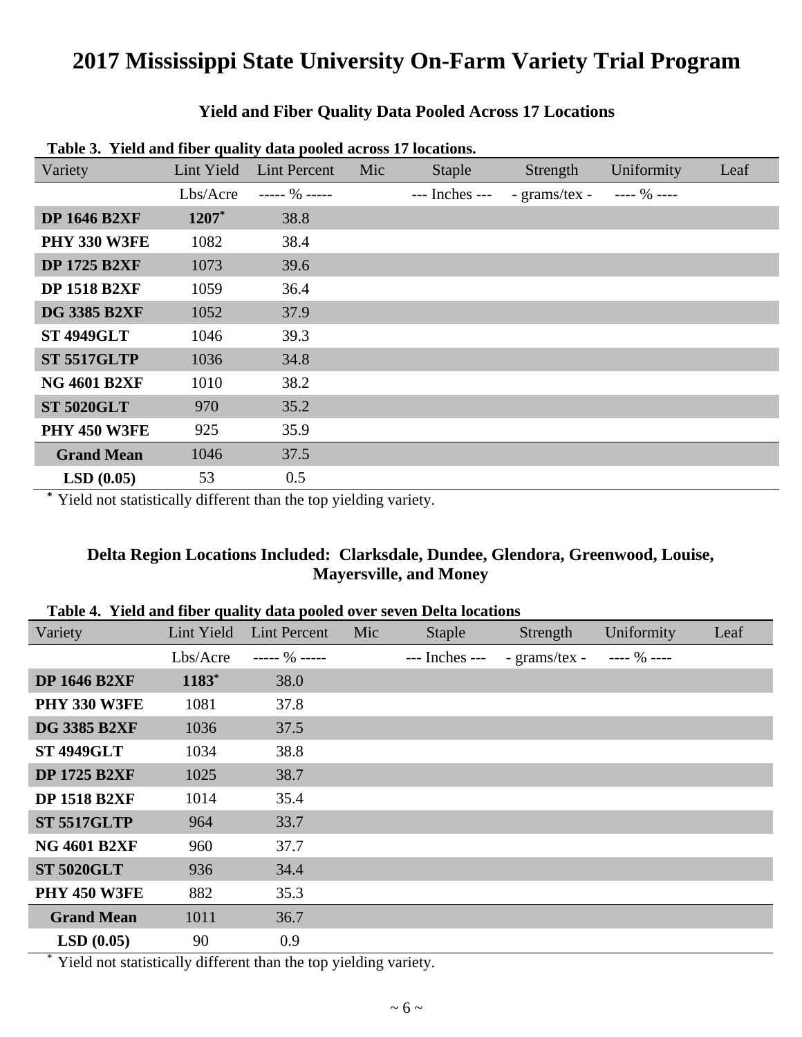# 2017 Mississippi State University On-Farm Variety Trial Program

## Yield and Fiber Quality Data Pooled Across 17 Locations

**Table 3. Yield and fiber quality data pooled across 17 locations.**

| Variety | Lint Yield | Lint Percent | Mic | Staple | Strength | Uniformity | Leaf |
|---|---|---|---|---|---|---|---|
| | Lbs/Acre | ----- % ----- | | --- Inches --- | - grams/tex - | ---- % ---- | |
| **DP 1646 B2XF** | **1207***| 38.8 | | | | | |
| **PHY 330 W3FE** | 1082 | 38.4 | | | | | |
| **DP 1725 B2XF** | 1073 | 39.6 | | | | | |
| **DP 1518 B2XF** | 1059 | 36.4 | | | | | |
| **DG 3385 B2XF** | 1052 | 37.9 | | | | | |
| **ST 4949GLT** | 1046 | 39.3 | | | | | |
| **ST 5517GLTP** | 1036 | 34.8 | | | | | |
| **NG 4601 B2XF** | 1010 | 38.2 | | | | | |
| **ST 5020GLT** | 970 | 35.2 | | | | | |
| **PHY 450 W3FE** | 925 | 35.9 | | | | | |
| **Grand Mean** | 1046 | 37.5 | | | | | |
| **LSD (0.05)** | 53 | 0.5 | | | | | |

* Yield not statistically different than the top yielding variety.

## Delta Region Locations Included: Clarksdale, Dundee, Glendora, Greenwood, Louise, Mayersville, and Money

**Table 4. Yield and fiber quality data pooled over seven Delta locations**

| Variety | Lint Yield | Lint Percent | Mic | Staple | Strength | Uniformity | Leaf |
|---|---|---|---|---|---|---|---|
| | Lbs/Acre | ----- % ----- | | --- Inches --- | - grams/tex - | ---- % ---- | |
| **DP 1646 B2XF** | **1183*** | 38.0 | | | | | |
| **PHY 330 W3FE** | 1081 | 37.8 | | | | | |
| **DG 3385 B2XF** | 1036 | 37.5 | | | | | |
| **ST 4949GLT** | 1034 | 38.8 | | | | | |
| **DP 1725 B2XF** | 1025 | 38.7 | | | | | |
| **DP 1518 B2XF** | 1014 | 35.4 | | | | | |
| **ST 5517GLTP** | 964 | 33.7 | | | | | |
| **NG 4601 B2XF** | 960 | 37.7 | | | | | |
| **ST 5020GLT** | 936 | 34.4 | | | | | |
| **PHY 450 W3FE** | 882 | 35.3 | | | | | |
| **Grand Mean** | 1011 | 36.7 | | | | | |
| **LSD (0.05)** | 90 | 0.9 | | | | | |

* Yield not statistically different than the top yielding variety.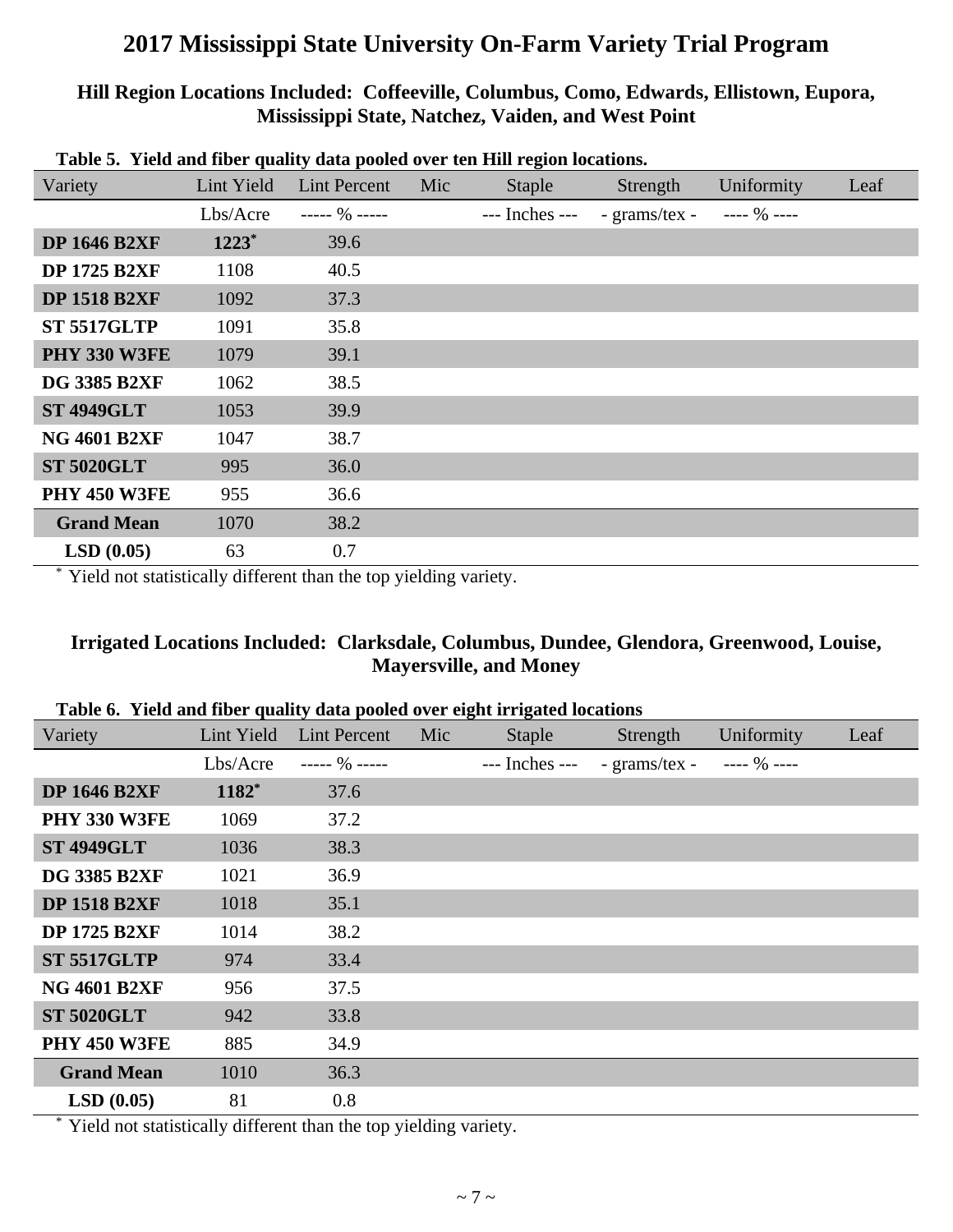# 2017 Mississippi State University On-Farm Variety Trial Program

### Hill Region Locations Included: Coffeeville, Columbus, Como, Edwards, Ellistown, Eupora, Mississippi State, Natchez, Vaiden, and West Point

**Table 5. Yield and fiber quality data pooled over ten Hill region locations.**

| Variety | Lint Yield | Lint Percent | Mic | Staple | Strength | Uniformity | Leaf |
|---|---|---|---|---|---|---|---|
| | Lbs/Acre | ----- % ----- | | --- Inches --- | - grams/tex - | ---- % ---- | |
| **DP 1646 B2XF** | **1223*** | 39.6 | | | | | |
| **DP 1725 B2XF** | 1108 | 40.5 | | | | | |
| **DP 1518 B2XF** | 1092 | 37.3 | | | | | |
| **ST 5517GLTP** | 1091 | 35.8 | | | | | |
| **PHY 330 W3FE** | 1079 | 39.1 | | | | | |
| **DG 3385 B2XF** | 1062 | 38.5 | | | | | |
| **ST 4949GLT** | 1053 | 39.9 | | | | | |
| **NG 4601 B2XF** | 1047 | 38.7 | | | | | |
| **ST 5020GLT** | 995 | 36.0 | | | | | |
| **PHY 450 W3FE** | 955 | 36.6 | | | | | |
| **Grand Mean** | 1070 | 38.2 | | | | | |
| **LSD (0.05)** | 63 | 0.7 | | | | | |

[*] Yield not statistically different than the top yielding variety.

### Irrigated Locations Included: Clarksdale, Columbus, Dundee, Glendora, Greenwood, Louise, Mayersville, and Money

**Table 6. Yield and fiber quality data pooled over eight irrigated locations**

| Variety | Lint Yield | Lint Percent | Mic | Staple | Strength | Uniformity | Leaf |
|---|---|---|---|---|---|---|---|
| | Lbs/Acre | ----- % ----- | | --- Inches --- | - grams/tex - | ---- % ---- | |
| **DP 1646 B2XF** | **1182*** | 37.6 | | | | | |
| **PHY 330 W3FE** | 1069 | 37.2 | | | | | |
| **ST 4949GLT** | 1036 | 38.3 | | | | | |
| **DG 3385 B2XF** | 1021 | 36.9 | | | | | |
| **DP 1518 B2XF** | 1018 | 35.1 | | | | | |
| **DP 1725 B2XF** | 1014 | 38.2 | | | | | |
| **ST 5517GLTP** | 974 | 33.4 | | | | | |
| **NG 4601 B2XF** | 956 | 37.5 | | | | | |
| **ST 5020GLT** | 942 | 33.8 | | | | | |
| **PHY 450 W3FE** | 885 | 34.9 | | | | | |
| **Grand Mean** | 1010 | 36.3 | | | | | |
| **LSD (0.05)** | 81 | 0.8 | | | | | |

[*] Yield not statistically different than the top yielding variety.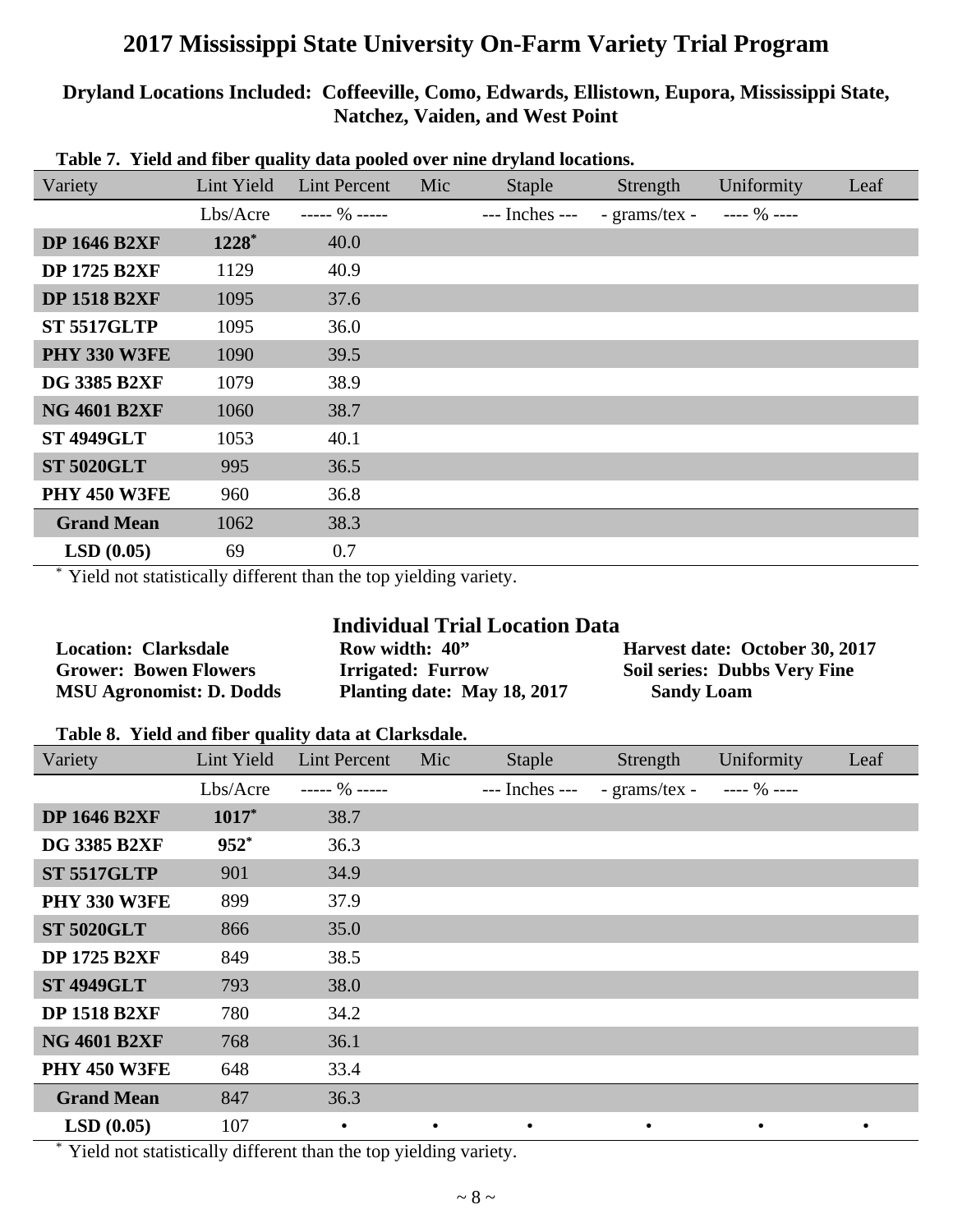# 2017 Mississippi State University On-Farm Variety Trial Program

**Dryland Locations Included: Coffeeville, Como, Edwards, Ellistown, Eupora, Mississippi State, Natchez, Vaiden, and West Point**

**Table 7. Yield and fiber quality data pooled over nine dryland locations.**

| Variety | Lint Yield | Lint Percent | Mic | Staple | Strength | Uniformity | Leaf |
|---|---|---|---|---|---|---|---|
| | Lbs/Acre | ----- % ----- | | --- Inches --- | - grams/tex - | ---- % ---- | |
| **DP 1646 B2XF** | **1228*** | 40.0 | | | | | |
| **DP 1725 B2XF** | 1129 | 40.9 | | | | | |
| **DP 1518 B2XF** | 1095 | 37.6 | | | | | |
| **ST 5517GLTP** | 1095 | 36.0 | | | | | |
| **PHY 330 W3FE** | 1090 | 39.5 | | | | | |
| **DG 3385 B2XF** | 1079 | 38.9 | | | | | |
| **NG 4601 B2XF** | 1060 | 38.7 | | | | | |
| **ST 4949GLT** | 1053 | 40.1 | | | | | |
| **ST 5020GLT** | 995 | 36.5 | | | | | |
| **PHY 450 W3FE** | 960 | 36.8 | | | | | |
| **Grand Mean** | 1062 | 38.3 | | | | | |
| **LSD (0.05)** | 69 | 0.7 | | | | | |

\* Yield not statistically different than the top yielding variety.

## Individual Trial Location Data

**Location: Clarksdale**
**Grower: Bowen Flowers**
**MSU Agronomist: D. Dodds**

**Row width: 40”**
**Irrigated: Furrow**
**Planting date: May 18, 2017**

**Harvest date: October 30, 2017**
**Soil series: Dubbs Very Fine Sandy Loam**

**Table 8. Yield and fiber quality data at Clarksdale.**

| Variety | Lint Yield | Lint Percent | Mic | Staple | Strength | Uniformity | Leaf |
|---|---|---|---|---|---|---|---|
| | Lbs/Acre | ----- % ----- | | --- Inches --- | - grams/tex - | ---- % ---- | |
| **DP 1646 B2XF** | **1017*** | 38.7 | | | | | |
| **DG 3385 B2XF** | **952*** | 36.3 | | | | | |
| **ST 5517GLTP** | 901 | 34.9 | | | | | |
| **PHY 330 W3FE** | 899 | 37.9 | | | | | |
| **ST 5020GLT** | 866 | 35.0 | | | | | |
| **DP 1725 B2XF** | 849 | 38.5 | | | | | |
| **ST 4949GLT** | 793 | 38.0 | | | | | |
| **DP 1518 B2XF** | 780 | 34.2 | | | | | |
| **NG 4601 B2XF** | 768 | 36.1 | | | | | |
| **PHY 450 W3FE** | 648 | 33.4 | | | | | |
| **Grand Mean** | 847 | 36.3 | | | | | |
| **LSD (0.05)** | 107 | • | • | • | • | • | • |

\* Yield not statistically different than the top yielding variety.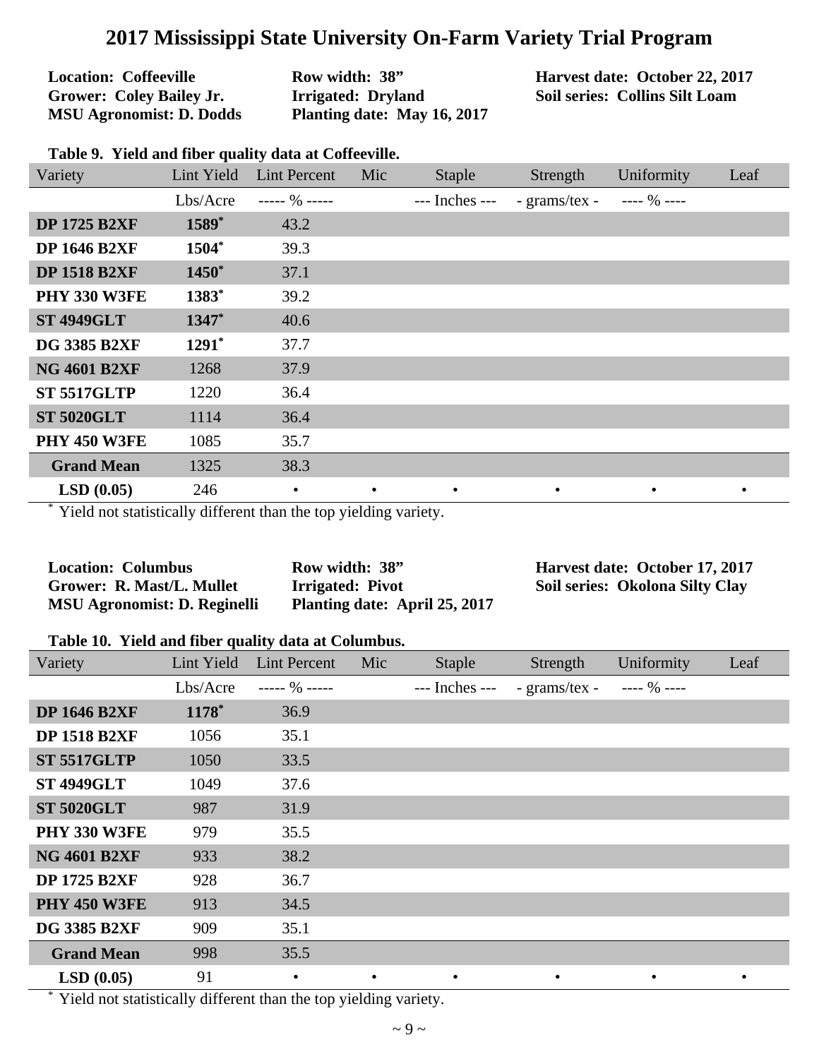# 2017 Mississippi State University On-Farm Variety Trial Program

**Location: Coffeeville**
**Grower: Coley Bailey Jr.**
**MSU Agronomist: D. Dodds**

**Row width: 38"**
**Irrigated: Dryland**
**Planting date: May 16, 2017**

**Harvest date: October 22, 2017**
**Soil series: Collins Silt Loam**

**Table 9. Yield and fiber quality data at Coffeeville.**

| Variety | Lint Yield | Lint Percent | Mic | Staple | Strength | Uniformity | Leaf |
|---|---|---|---|---|---|---|---|
| | Lbs/Acre | ----- % ----- | | --- Inches --- | - grams/tex - | ---- % ---- | |
| **DP 1725 B2XF** | **1589*** | 43.2 | | | | | |
| **DP 1646 B2XF** | **1504*** | 39.3 | | | | | |
| **DP 1518 B2XF** | **1450*** | 37.1 | | | | | |
| **PHY 330 W3FE** | **1383*** | 39.2 | | | | | |
| **ST 4949GLT** | **1347*** | 40.6 | | | | | |
| **DG 3385 B2XF** | **1291*** | 37.7 | | | | | |
| **NG 4601 B2XF** | 1268 | 37.9 | | | | | |
| **ST 5517GLTP** | 1220 | 36.4 | | | | | |
| **ST 5020GLT** | 1114 | 36.4 | | | | | |
| **PHY 450 W3FE** | 1085 | 35.7 | | | | | |
| **Grand Mean** | 1325 | 38.3 | | | | | |
| **LSD (0.05)** | 246 | • | • | • | • | • | • |

* Yield not statistically different than the top yielding variety.

**Location: Columbus**
**Grower: R. Mast/L. Mullet**
**MSU Agronomist: D. Reginelli**

**Row width: 38"**
**Irrigated: Pivot**
**Planting date: April 25, 2017**

**Harvest date: October 17, 2017**
**Soil series: Okolona Silty Clay**

**Table 10. Yield and fiber quality data at Columbus.**

| Variety | Lint Yield | Lint Percent | Mic | Staple | Strength | Uniformity | Leaf |
|---|---|---|---|---|---|---|---|
| | Lbs/Acre | ----- % ----- | | --- Inches --- | - grams/tex - | ---- % ---- | |
| **DP 1646 B2XF** | **1178*** | 36.9 | | | | | |
| **DP 1518 B2XF** | 1056 | 35.1 | | | | | |
| **ST 5517GLTP** | 1050 | 33.5 | | | | | |
| **ST 4949GLT** | 1049 | 37.6 | | | | | |
| **ST 5020GLT** | 987 | 31.9 | | | | | |
| **PHY 330 W3FE** | 979 | 35.5 | | | | | |
| **NG 4601 B2XF** | 933 | 38.2 | | | | | |
| **DP 1725 B2XF** | 928 | 36.7 | | | | | |
| **PHY 450 W3FE** | 913 | 34.5 | | | | | |
| **DG 3385 B2XF** | 909 | 35.1 | | | | | |
| **Grand Mean** | 998 | 35.5 | | | | | |
| **LSD (0.05)** | 91 | • | • | • | • | • | • |

* Yield not statistically different than the top yielding variety.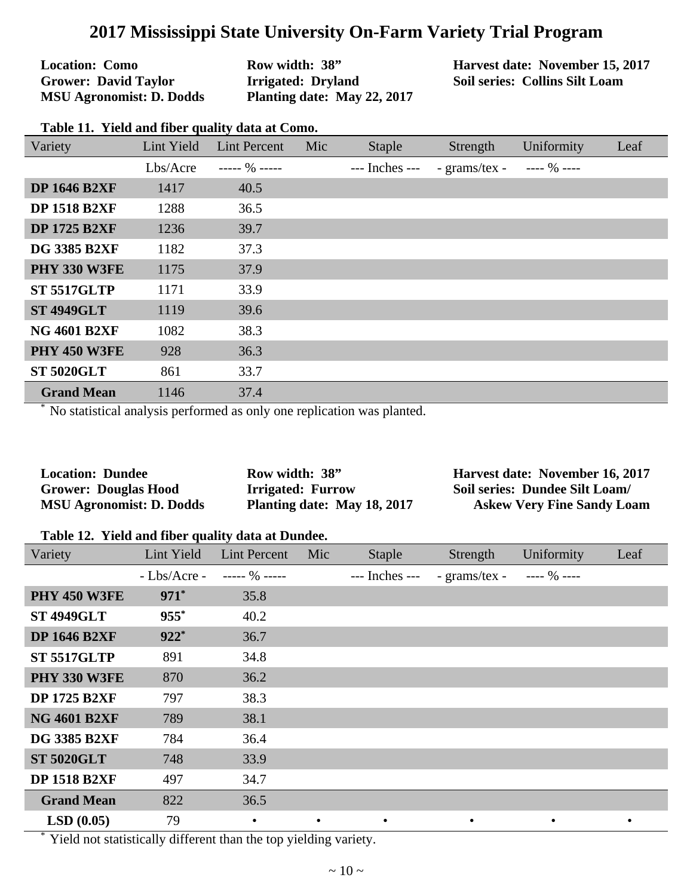# 2017 Mississippi State University On-Farm Variety Trial Program

**Location: Como**
**Grower: David Taylor**
**MSU Agronomist: D. Dodds**

**Row width: 38”**
**Irrigated: Dryland**
**Planting date: May 22, 2017**

**Harvest date: November 15, 2017**
**Soil series: Collins Silt Loam**

**Table 11. Yield and fiber quality data at Como.**

| Variety | Lint Yield | Lint Percent | Mic | Staple | Strength | Uniformity | Leaf |
|---|---|---|---|---|---|---|---|
| | Lbs/Acre | ----- % ----- | | --- Inches --- | - grams/tex - | ---- % ---- | |
| **DP 1646 B2XF** | 1417 | 40.5 | | | | | |
| **DP 1518 B2XF** | 1288 | 36.5 | | | | | |
| **DP 1725 B2XF** | 1236 | 39.7 | | | | | |
| **DG 3385 B2XF** | 1182 | 37.3 | | | | | |
| **PHY 330 W3FE** | 1175 | 37.9 | | | | | |
| **ST 5517GLTP** | 1171 | 33.9 | | | | | |
| **ST 4949GLT** | 1119 | 39.6 | | | | | |
| **NG 4601 B2XF** | 1082 | 38.3 | | | | | |
| **PHY 450 W3FE** | 928 | 36.3 | | | | | |
| **ST 5020GLT** | 861 | 33.7 | | | | | |
| **Grand Mean** | 1146 | 37.4 | | | | | |

* No statistical analysis performed as only one replication was planted.

**Location: Dundee**
**Grower: Douglas Hood**
**MSU Agronomist: D. Dodds**

**Row width: 38”**
**Irrigated: Furrow**
**Planting date: May 18, 2017**

**Harvest date: November 16, 2017**
**Soil series: Dundee Silt Loam/ Askew Very Fine Sandy Loam**

**Table 12. Yield and fiber quality data at Dundee.**

| Variety | Lint Yield | Lint Percent | Mic | Staple | Strength | Uniformity | Leaf |
|---|---|---|---|---|---|---|---|
| | - Lbs/Acre - | ----- % ----- | | --- Inches --- | - grams/tex - | ---- % ---- | |
| **PHY 450 W3FE** | **971***  | 35.8 | | | | | |
| **ST 4949GLT** | **955*** | 40.2 | | | | | |
| **DP 1646 B2XF** | **922*** | 36.7 | | | | | |
| **ST 5517GLTP** | 891 | 34.8 | | | | | |
| **PHY 330 W3FE** | 870 | 36.2 | | | | | |
| **DP 1725 B2XF** | 797 | 38.3 | | | | | |
| **NG 4601 B2XF** | 789 | 38.1 | | | | | |
| **DG 3385 B2XF** | 784 | 36.4 | | | | | |
| **ST 5020GLT** | 748 | 33.9 | | | | | |
| **DP 1518 B2XF** | 497 | 34.7 | | | | | |
| **Grand Mean** | 822 | 36.5 | | | | | |
| **LSD (0.05)** | 79 | • | • | • | • | • | • |

* Yield not statistically different than the top yielding variety.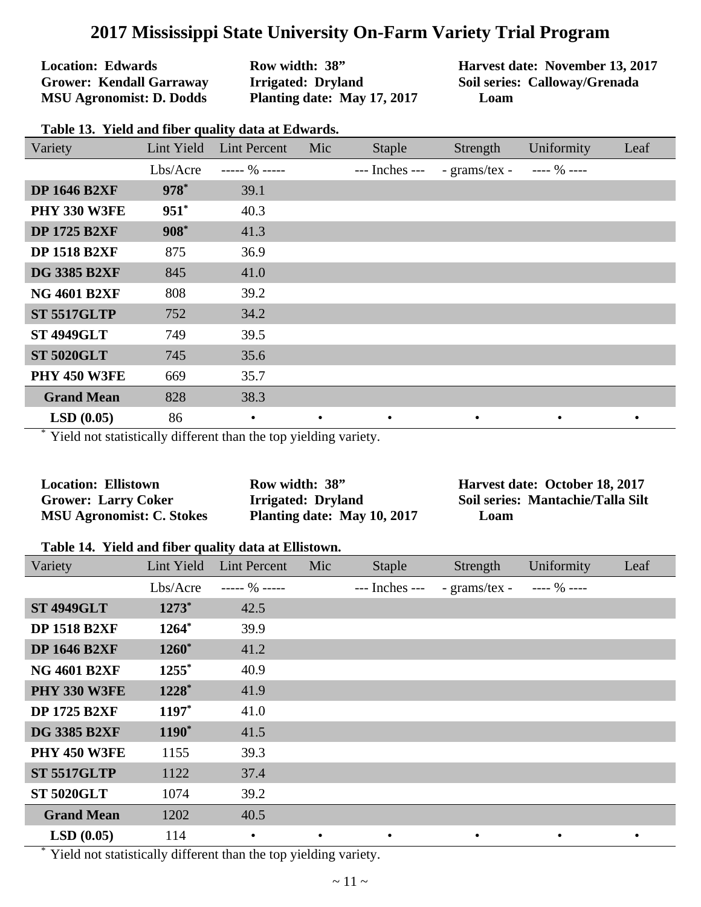# 2017 Mississippi State University On-Farm Variety Trial Program

**Location: Edwards**
**Grower: Kendall Garraway**
**MSU Agronomist: D. Dodds**

**Row width: 38”**
**Irrigated: Dryland**
**Planting date: May 17, 2017**

**Harvest date: November 13, 2017**
**Soil series: Calloway/Grenada Loam**

**Table 13. Yield and fiber quality data at Edwards.**

| Variety | Lint Yield | Lint Percent | Mic | Staple | Strength | Uniformity | Leaf |
|---|---|---|---|---|---|---|---|
| | Lbs/Acre | ----- % ----- | | --- Inches --- | - grams/tex - | ---- % ---- | |
| **DP 1646 B2XF** | **978***  | 39.1 | | | | | |
| **PHY 330 W3FE** | **951*** | 40.3 | | | | | |
| **DP 1725 B2XF** | **908*** | 41.3 | | | | | |
| **DP 1518 B2XF** | 875 | 36.9 | | | | | |
| **DG 3385 B2XF** | 845 | 41.0 | | | | | |
| **NG 4601 B2XF** | 808 | 39.2 | | | | | |
| **ST 5517GLTP** | 752 | 34.2 | | | | | |
| **ST 4949GLT** | 749 | 39.5 | | | | | |
| **ST 5020GLT** | 745 | 35.6 | | | | | |
| **PHY 450 W3FE** | 669 | 35.7 | | | | | |
| **Grand Mean** | 828 | 38.3 | | | | | |
| **LSD (0.05)** | 86 | • | • | • | • | • | • |

* Yield not statistically different than the top yielding variety.

**Location: Ellistown**
**Grower: Larry Coker**
**MSU Agronomist: C. Stokes**

**Row width: 38”**
**Irrigated: Dryland**
**Planting date: May 10, 2017**

**Harvest date: October 18, 2017**
**Soil series: Mantachie/Talla Silt Loam**

**Table 14. Yield and fiber quality data at Ellistown.**

| Variety | Lint Yield | Lint Percent | Mic | Staple | Strength | Uniformity | Leaf |
|---|---|---|---|---|---|---|---|
| | Lbs/Acre | ----- % ----- | | --- Inches --- | - grams/tex - | ---- % ---- | |
| **ST 4949GLT** | **1273*** | 42.5 | | | | | |
| **DP 1518 B2XF** | **1264*** | 39.9 | | | | | |
| **DP 1646 B2XF** | **1260*** | 41.2 | | | | | |
| **NG 4601 B2XF** | **1255*** | 40.9 | | | | | |
| **PHY 330 W3FE** | **1228*** | 41.9 | | | | | |
| **DP 1725 B2XF** | **1197*** | 41.0 | | | | | |
| **DG 3385 B2XF** | **1190*** | 41.5 | | | | | |
| **PHY 450 W3FE** | 1155 | 39.3 | | | | | |
| **ST 5517GLTP** | 1122 | 37.4 | | | | | |
| **ST 5020GLT** | 1074 | 39.2 | | | | | |
| **Grand Mean** | 1202 | 40.5 | | | | | |
| **LSD (0.05)** | 114 | • | • | • | • | • | • |

* Yield not statistically different than the top yielding variety.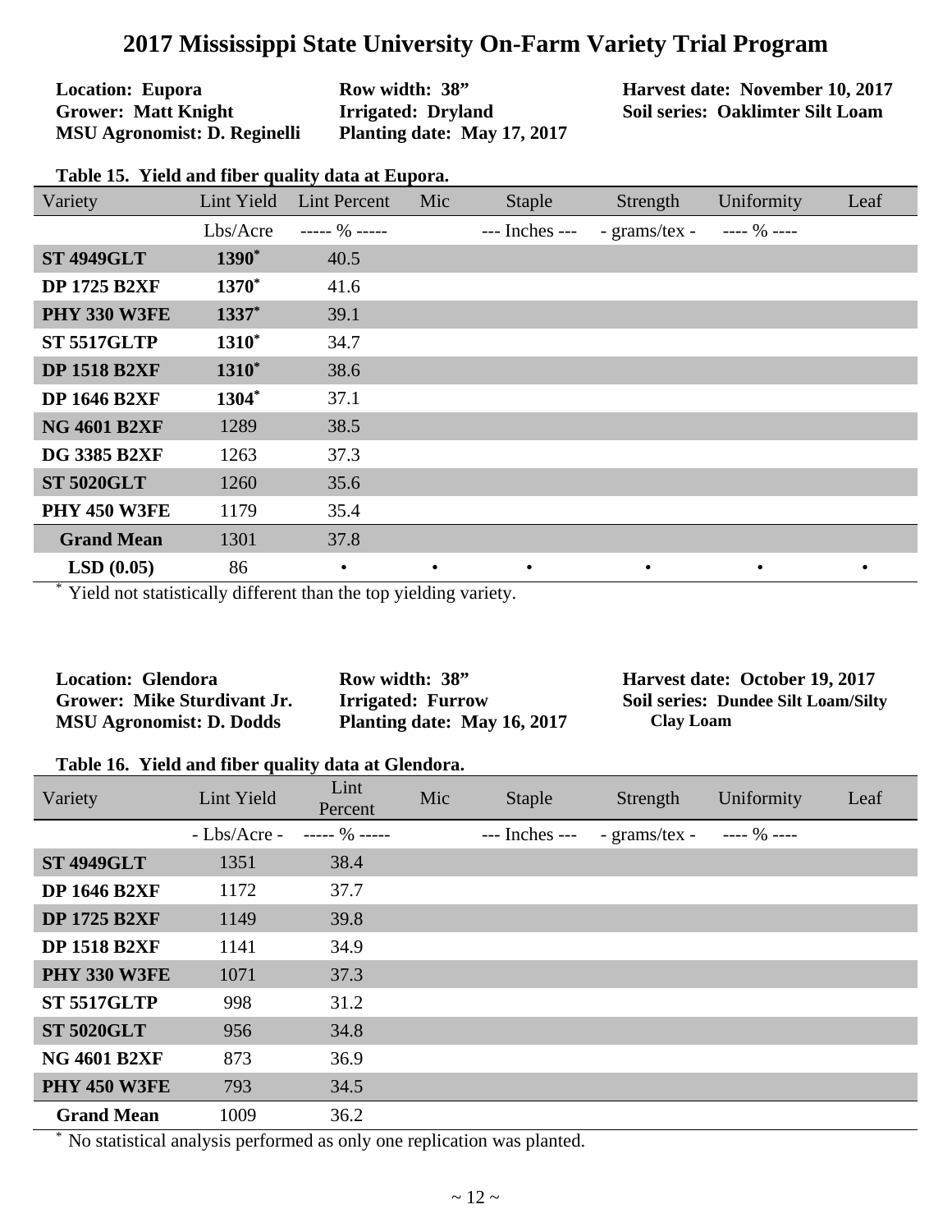# 2017 Mississippi State University On-Farm Variety Trial Program

**Location: Eupora**
**Grower: Matt Knight**
**MSU Agronomist: D. Reginelli**

**Row width: 38"**
**Irrigated: Dryland**
**Planting date: May 17, 2017**

**Harvest date: November 10, 2017**
**Soil series: Oaklimter Silt Loam**

**Table 15. Yield and fiber quality data at Eupora.**

| Variety | Lint Yield | Lint Percent | Mic | Staple | Strength | Uniformity | Leaf |
|---|---|---|---|---|---|---|---|
| | Lbs/Acre | ----- % ----- | | --- Inches --- | - grams/tex - | ---- % ---- | |
| **ST 4949GLT** | **1390*** | 40.5 | | | | | |
| **DP 1725 B2XF** | **1370*** | 41.6 | | | | | |
| **PHY 330 W3FE** | **1337*** | 39.1 | | | | | |
| **ST 5517GLTP** | **1310*** | 34.7 | | | | | |
| **DP 1518 B2XF** | **1310*** | 38.6 | | | | | |
| **DP 1646 B2XF** | **1304*** | 37.1 | | | | | |
| **NG 4601 B2XF** | 1289 | 38.5 | | | | | |
| **DG 3385 B2XF** | 1263 | 37.3 | | | | | |
| **ST 5020GLT** | 1260 | 35.6 | | | | | |
| **PHY 450 W3FE** | 1179 | 35.4 | | | | | |
| **Grand Mean** | 1301 | 37.8 | | | | | |
| **LSD (0.05)** | 86 | • | • | • | • | • | • |

* Yield not statistically different than the top yielding variety.

**Location: Glendora**
**Grower: Mike Sturdivant Jr.**
**MSU Agronomist: D. Dodds**

**Row width: 38"**
**Irrigated: Furrow**
**Planting date: May 16, 2017**

**Harvest date: October 19, 2017**
**Soil series: Dundee Silt Loam/Silty Clay Loam**

**Table 16. Yield and fiber quality data at Glendora.**

| Variety | Lint Yield | Lint Percent | Mic | Staple | Strength | Uniformity | Leaf |
|---|---|---|---|---|---|---|---|
| | - Lbs/Acre - | ----- % ----- | | --- Inches --- | - grams/tex - | ---- % ---- | |
| **ST 4949GLT** | 1351 | 38.4 | | | | | |
| **DP 1646 B2XF** | 1172 | 37.7 | | | | | |
| **DP 1725 B2XF** | 1149 | 39.8 | | | | | |
| **DP 1518 B2XF** | 1141 | 34.9 | | | | | |
| **PHY 330 W3FE** | 1071 | 37.3 | | | | | |
| **ST 5517GLTP** | 998 | 31.2 | | | | | |
| **ST 5020GLT** | 956 | 34.8 | | | | | |
| **NG 4601 B2XF** | 873 | 36.9 | | | | | |
| **PHY 450 W3FE** | 793 | 34.5 | | | | | |
| **Grand Mean** | 1009 | 36.2 | | | | | |

* No statistical analysis performed as only one replication was planted.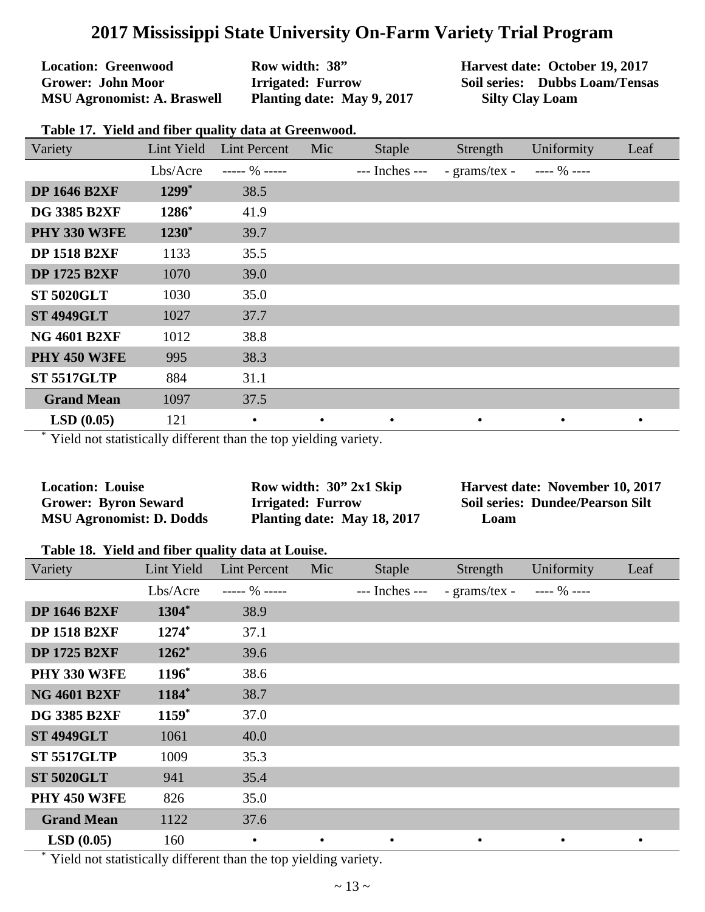# 2017 Mississippi State University On-Farm Variety Trial Program

**Location: Greenwood**
**Grower: John Moor**
**MSU Agronomist: A. Braswell**

**Row width: 38"**
**Irrigated: Furrow**
**Planting date: May 9, 2017**

**Harvest date: October 19, 2017**
**Soil series: Dubbs Loam/Tensas Silty Clay Loam**

**Table 17. Yield and fiber quality data at Greenwood.**

| Variety | Lint Yield | Lint Percent | Mic | Staple | Strength | Uniformity | Leaf |
|---|---|---|---|---|---|---|---|
| | Lbs/Acre | ----- % ----- | | --- Inches --- | - grams/tex - | ---- % ---- | |
| **DP 1646 B2XF** | **1299*** | 38.5 | | | | | |
| **DG 3385 B2XF** | **1286*** | 41.9 | | | | | |
| **PHY 330 W3FE** | **1230*** | 39.7 | | | | | |
| **DP 1518 B2XF** | 1133 | 35.5 | | | | | |
| **DP 1725 B2XF** | 1070 | 39.0 | | | | | |
| **ST 5020GLT** | 1030 | 35.0 | | | | | |
| **ST 4949GLT** | 1027 | 37.7 | | | | | |
| **NG 4601 B2XF** | 1012 | 38.8 | | | | | |
| **PHY 450 W3FE** | 995 | 38.3 | | | | | |
| **ST 5517GLTP** | 884 | 31.1 | | | | | |
| **Grand Mean** | 1097 | 37.5 | | | | | |
| **LSD (0.05)** | 121 | • | • | • | • | • | • |

* Yield not statistically different than the top yielding variety.

**Location: Louise**
**Grower: Byron Seward**
**MSU Agronomist: D. Dodds**

**Row width: 30" 2x1 Skip**
**Irrigated: Furrow**
**Planting date: May 18, 2017**

**Harvest date: November 10, 2017**
**Soil series: Dundee/Pearson Silt Loam**

**Table 18. Yield and fiber quality data at Louise.**

| Variety | Lint Yield | Lint Percent | Mic | Staple | Strength | Uniformity | Leaf |
|---|---|---|---|---|---|---|---|
| | Lbs/Acre | ----- % ----- | | --- Inches --- | - grams/tex - | ---- % ---- | |
| **DP 1646 B2XF** | **1304*** | 38.9 | | | | | |
| **DP 1518 B2XF** | **1274*** | 37.1 | | | | | |
| **DP 1725 B2XF** | **1262*** | 39.6 | | | | | |
| **PHY 330 W3FE** | **1196*** | 38.6 | | | | | |
| **NG 4601 B2XF** | **1184*** | 38.7 | | | | | |
| **DG 3385 B2XF** | **1159*** | 37.0 | | | | | |
| **ST 4949GLT** | 1061 | 40.0 | | | | | |
| **ST 5517GLTP** | 1009 | 35.3 | | | | | |
| **ST 5020GLT** | 941 | 35.4 | | | | | |
| **PHY 450 W3FE** | 826 | 35.0 | | | | | |
| **Grand Mean** | 1122 | 37.6 | | | | | |
| **LSD (0.05)** | 160 | • | • | • | • | • | • |

* Yield not statistically different than the top yielding variety.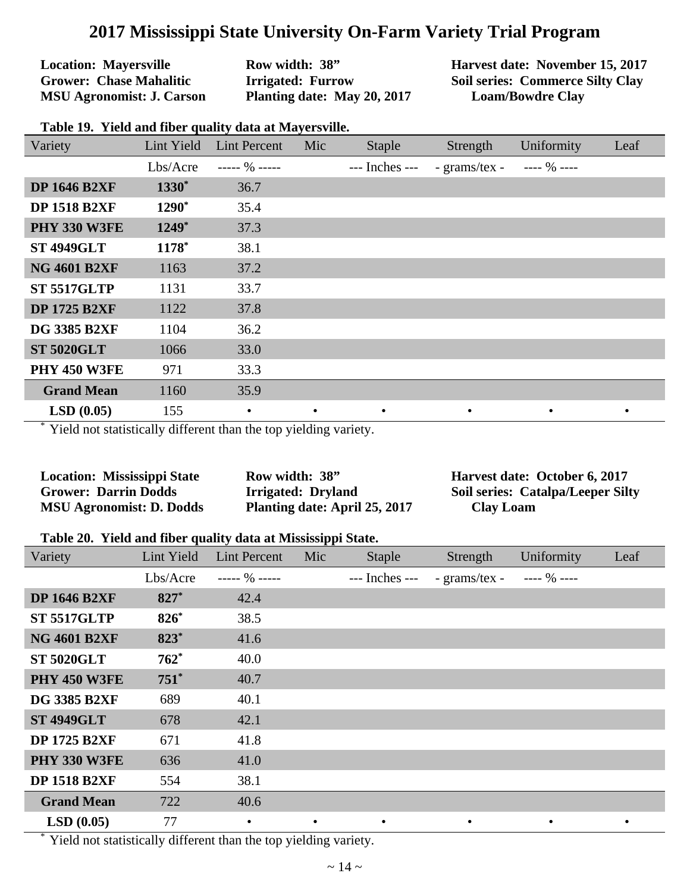# 2017 Mississippi State University On-Farm Variety Trial Program

**Location: Mayersville**
**Grower: Chase Mahalitic**
**MSU Agronomist: J. Carson**

**Row width: 38”**
**Irrigated: Furrow**
**Planting date: May 20, 2017**

**Harvest date: November 15, 2017**
**Soil series: Commerce Silty Clay Loam/Bowdre Clay**

**Table 19. Yield and fiber quality data at Mayersville.**

| Variety | Lint Yield | Lint Percent | Mic | Staple | Strength | Uniformity | Leaf |
|---|---|---|---|---|---|---|---|
| | Lbs/Acre | ----- % ----- | | --- Inches --- | - grams/tex - | ---- % ---- | |
| **DP 1646 B2XF** | **1330*** | 36.7 | | | | | |
| **DP 1518 B2XF** | **1290*** | 35.4 | | | | | |
| **PHY 330 W3FE** | **1249*** | 37.3 | | | | | |
| **ST 4949GLT** | **1178*** | 38.1 | | | | | |
| **NG 4601 B2XF** | 1163 | 37.2 | | | | | |
| **ST 5517GLTP** | 1131 | 33.7 | | | | | |
| **DP 1725 B2XF** | 1122 | 37.8 | | | | | |
| **DG 3385 B2XF** | 1104 | 36.2 | | | | | |
| **ST 5020GLT** | 1066 | 33.0 | | | | | |
| **PHY 450 W3FE** | 971 | 33.3 | | | | | |
| **Grand Mean** | 1160 | 35.9 | | | | | |
| **LSD (0.05)** | 155 | • | • | • | • | • | • |

\* Yield not statistically different than the top yielding variety.

**Location: Mississippi State**
**Grower: Darrin Dodds**
**MSU Agronomist: D. Dodds**

**Row width: 38”**
**Irrigated: Dryland**
**Planting date: April 25, 2017**

**Harvest date: October 6, 2017**
**Soil series: Catalpa/Leeper Silty Clay Loam**

**Table 20. Yield and fiber quality data at Mississippi State.**

| Variety | Lint Yield | Lint Percent | Mic | Staple | Strength | Uniformity | Leaf |
|---|---|---|---|---|---|---|---|
| | Lbs/Acre | ----- % ----- | | --- Inches --- | - grams/tex - | ---- % ---- | |
| **DP 1646 B2XF** | **827*** | 42.4 | | | | | |
| **ST 5517GLTP** | **826*** | 38.5 | | | | | |
| **NG 4601 B2XF** | **823*** | 41.6 | | | | | |
| **ST 5020GLT** | **762*** | 40.0 | | | | | |
| **PHY 450 W3FE** | **751*** | 40.7 | | | | | |
| **DG 3385 B2XF** | 689 | 40.1 | | | | | |
| **ST 4949GLT** | 678 | 42.1 | | | | | |
| **DP 1725 B2XF** | 671 | 41.8 | | | | | |
| **PHY 330 W3FE** | 636 | 41.0 | | | | | |
| **DP 1518 B2XF** | 554 | 38.1 | | | | | |
| **Grand Mean** | 722 | 40.6 | | | | | |
| **LSD (0.05)** | 77 | • | • | • | • | • | • |

\* Yield not statistically different than the top yielding variety.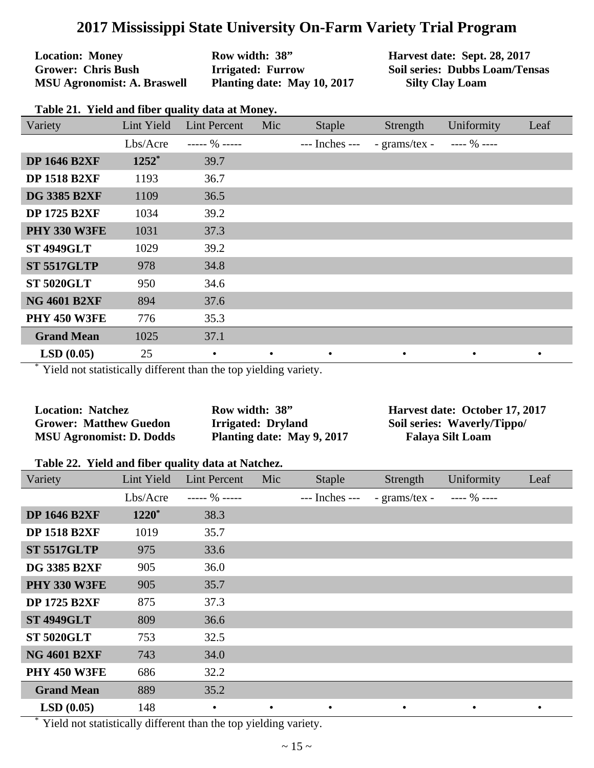# 2017 Mississippi State University On-Farm Variety Trial Program

**Location: Money**
**Grower: Chris Bush**
**MSU Agronomist: A. Braswell**

**Row width: 38"**
**Irrigated: Furrow**
**Planting date: May 10, 2017**

**Harvest date: Sept. 28, 2017**
**Soil series: Dubbs Loam/Tensas Silty Clay Loam**

**Table 21. Yield and fiber quality data at Money.**

| Variety | Lint Yield | Lint Percent | Mic | Staple | Strength | Uniformity | Leaf |
|---|---|---|---|---|---|---|---|
| | Lbs/Acre | ----- % ----- | | --- Inches --- | - grams/tex - | ---- % ---- | |
| **DP 1646 B2XF** | **1252***| 39.7 | | | | | |
| **DP 1518 B2XF** | 1193 | 36.7 | | | | | |
| **DG 3385 B2XF** | 1109 | 36.5 | | | | | |
| **DP 1725 B2XF** | 1034 | 39.2 | | | | | |
| **PHY 330 W3FE** | 1031 | 37.3 | | | | | |
| **ST 4949GLT** | 1029 | 39.2 | | | | | |
| **ST 5517GLTP** | 978 | 34.8 | | | | | |
| **ST 5020GLT** | 950 | 34.6 | | | | | |
| **NG 4601 B2XF** | 894 | 37.6 | | | | | |
| **PHY 450 W3FE** | 776 | 35.3 | | | | | |
| **Grand Mean** | 1025 | 37.1 | | | | | |
| **LSD (0.05)** | 25 | • | • | • | • | • | • |

\* Yield not statistically different than the top yielding variety.

**Location: Natchez**
**Grower: Matthew Guedon**
**MSU Agronomist: D. Dodds**

**Row width: 38"**
**Irrigated: Dryland**
**Planting date: May 9, 2017**

**Harvest date: October 17, 2017**
**Soil series: Waverly/Tippo/ Falaya Silt Loam**

**Table 22. Yield and fiber quality data at Natchez.**

| Variety | Lint Yield | Lint Percent | Mic | Staple | Strength | Uniformity | Leaf |
|---|---|---|---|---|---|---|---|
| | Lbs/Acre | ----- % ----- | | --- Inches --- | - grams/tex - | ---- % ---- | |
| **DP 1646 B2XF** | **1220*** | 38.3 | | | | | |
| **DP 1518 B2XF** | 1019 | 35.7 | | | | | |
| **ST 5517GLTP** | 975 | 33.6 | | | | | |
| **DG 3385 B2XF** | 905 | 36.0 | | | | | |
| **PHY 330 W3FE** | 905 | 35.7 | | | | | |
| **DP 1725 B2XF** | 875 | 37.3 | | | | | |
| **ST 4949GLT** | 809 | 36.6 | | | | | |
| **ST 5020GLT** | 753 | 32.5 | | | | | |
| **NG 4601 B2XF** | 743 | 34.0 | | | | | |
| **PHY 450 W3FE** | 686 | 32.2 | | | | | |
| **Grand Mean** | 889 | 35.2 | | | | | |
| **LSD (0.05)** | 148 | • | • | • | • | • | • |

\* Yield not statistically different than the top yielding variety.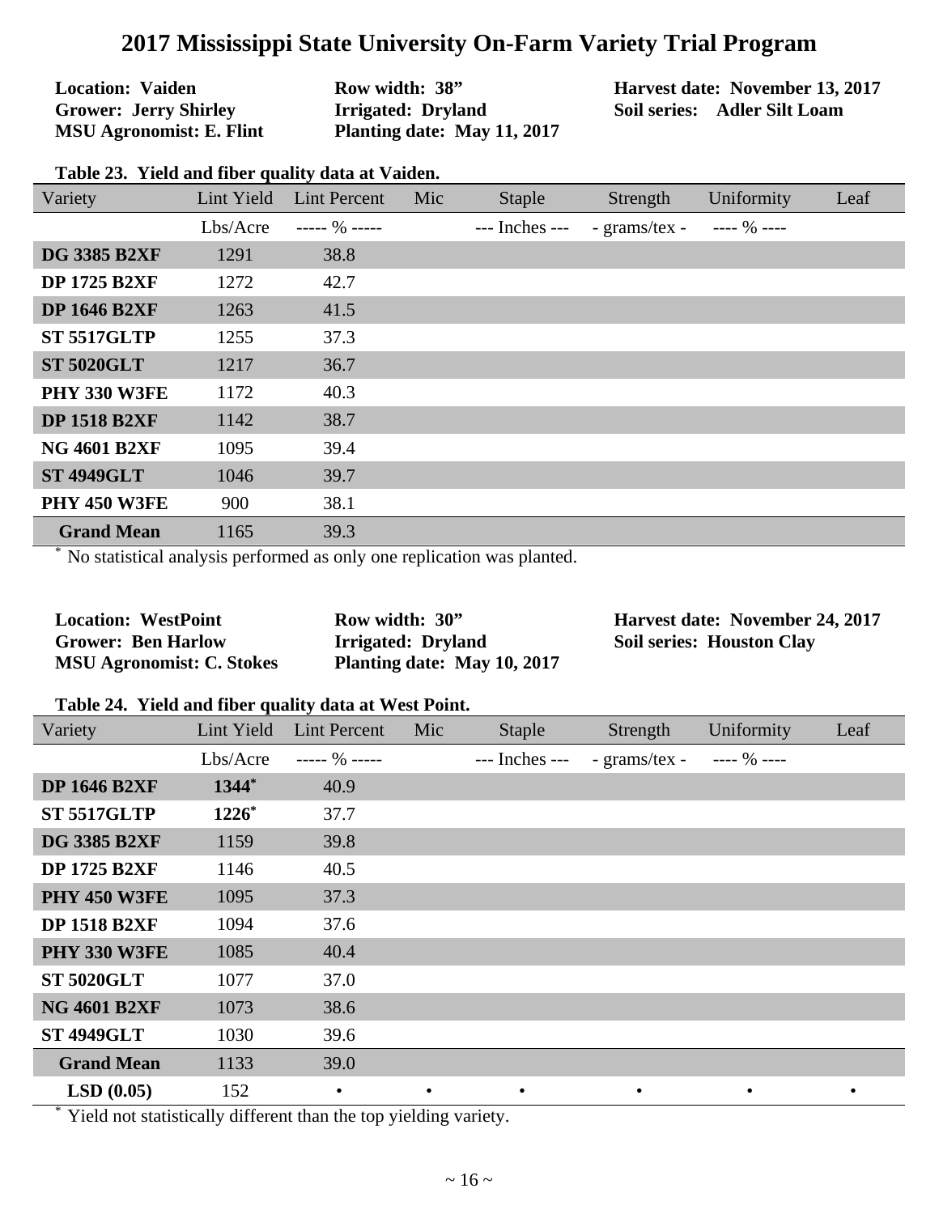# 2017 Mississippi State University On-Farm Variety Trial Program

**Location: Vaiden**
**Grower: Jerry Shirley**
**MSU Agronomist: E. Flint**

**Row width: 38”**
**Irrigated: Dryland**
**Planting date: May 11, 2017**

**Harvest date: November 13, 2017**
**Soil series: Adler Silt Loam**

**Table 23. Yield and fiber quality data at Vaiden.**

| Variety | Lint Yield | Lint Percent | Mic | Staple | Strength | Uniformity | Leaf |
|---|---|---|---|---|---|---|---|
| | Lbs/Acre | ----- % ----- | | --- Inches --- | - grams/tex - | ---- % ---- | |
| **DG 3385 B2XF** | 1291 | 38.8 | | | | | |
| **DP 1725 B2XF** | 1272 | 42.7 | | | | | |
| **DP 1646 B2XF** | 1263 | 41.5 | | | | | |
| **ST 5517GLTP** | 1255 | 37.3 | | | | | |
| **ST 5020GLT** | 1217 | 36.7 | | | | | |
| **PHY 330 W3FE** | 1172 | 40.3 | | | | | |
| **DP 1518 B2XF** | 1142 | 38.7 | | | | | |
| **NG 4601 B2XF** | 1095 | 39.4 | | | | | |
| **ST 4949GLT** | 1046 | 39.7 | | | | | |
| **PHY 450 W3FE** | 900 | 38.1 | | | | | |
| **Grand Mean** | 1165 | 39.3 | | | | | |

* No statistical analysis performed as only one replication was planted.

**Location: WestPoint**
**Grower: Ben Harlow**
**MSU Agronomist: C. Stokes**

**Row width: 30”**
**Irrigated: Dryland**
**Planting date: May 10, 2017**

**Harvest date: November 24, 2017**
**Soil series: Houston Clay**

**Table 24. Yield and fiber quality data at West Point.**

| Variety | Lint Yield | Lint Percent | Mic | Staple | Strength | Uniformity | Leaf |
|---|---|---|---|---|---|---|---|
| | Lbs/Acre | ----- % ----- | | --- Inches --- | - grams/tex - | ---- % ---- | |
| **DP 1646 B2XF** | **1344*** | 40.9 | | | | | |
| **ST 5517GLTP** | **1226*** | 37.7 | | | | | |
| **DG 3385 B2XF** | 1159 | 39.8 | | | | | |
| **DP 1725 B2XF** | 1146 | 40.5 | | | | | |
| **PHY 450 W3FE** | 1095 | 37.3 | | | | | |
| **DP 1518 B2XF** | 1094 | 37.6 | | | | | |
| **PHY 330 W3FE** | 1085 | 40.4 | | | | | |
| **ST 5020GLT** | 1077 | 37.0 | | | | | |
| **NG 4601 B2XF** | 1073 | 38.6 | | | | | |
| **ST 4949GLT** | 1030 | 39.6 | | | | | |
| **Grand Mean** | 1133 | 39.0 | | | | | |
| **LSD (0.05)** | 152 | • | • | • | • | • | • |

* Yield not statistically different than the top yielding variety.